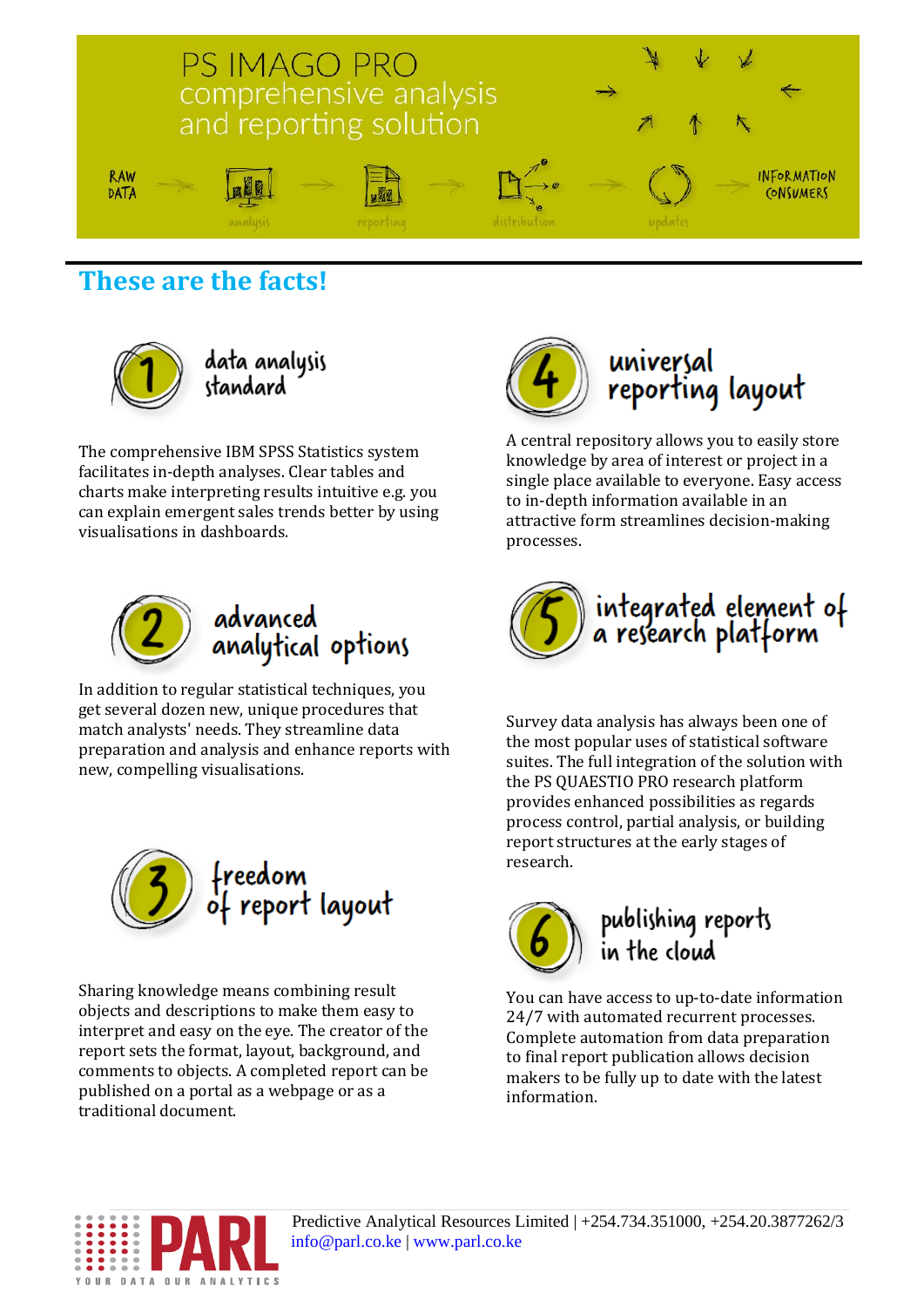# PS IMAGO PRO
comprehensive analysis and reporting solution

RAW DATA → analysis → reporting → distribution → updates → INFORMATION CONSUMERS

## These are the facts!

### 1 data analysis standard

The comprehensive IBM SPSS Statistics system facilitates in-depth analyses. Clear tables and charts make interpreting results intuitive e.g. you can explain emergent sales trends better by using visualisations in dashboards.

### 2 advanced analytical options

In addition to regular statistical techniques, you get several dozen new, unique procedures that match analysts' needs. They streamline data preparation and analysis and enhance reports with new, compelling visualisations.

### 3 freedom of report layout

Sharing knowledge means combining result objects and descriptions to make them easy to interpret and easy on the eye. The creator of the report sets the format, layout, background, and comments to objects. A completed report can be published on a portal as a webpage or as a traditional document.

### 4 universal reporting layout

A central repository allows you to easily store knowledge by area of interest or project in a single place available to everyone. Easy access to in-depth information available in an attractive form streamlines decision-making processes.

### 5 integrated element of a research platform

Survey data analysis has always been one of the most popular uses of statistical software suites. The full integration of the solution with the PS QUAESTIO PRO research platform provides enhanced possibilities as regards process control, partial analysis, or building report structures at the early stages of research.

### 6 publishing reports in the cloud

You can have access to up-to-date information 24/7 with automated recurrent processes. Complete automation from data preparation to final report publication allows decision makers to be fully up to date with the latest information.

PARL — YOUR DATA OUR ANALYTICS

Predictive Analytical Resources Limited | +254.734.351000, +254.20.3877262/3
info@parl.co.ke | www.parl.co.ke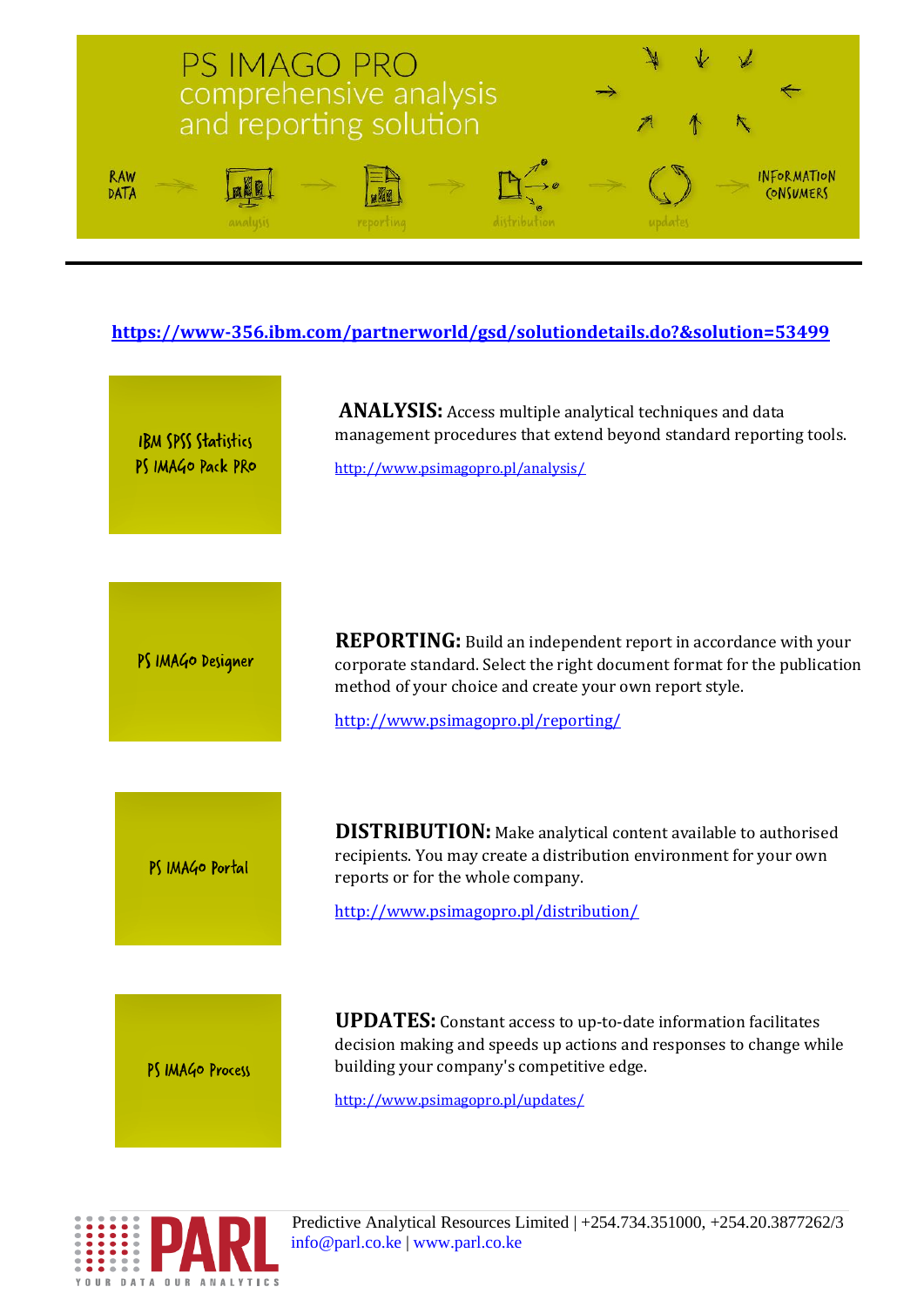# PS IMAGO PRO

comprehensive analysis and reporting solution

RAW DATA → analysis → reporting → distribution → updates → INFORMATION CONSUMERS

https://www-356.ibm.com/partnerworld/gsd/solutiondetails.do?&solution=53499

IBM SPSS Statistics
PS IMAGO Pack PRO

**ANALYSIS:** Access multiple analytical techniques and data management procedures that extend beyond standard reporting tools.

http://www.psimagopro.pl/analysis/

PS IMAGO Designer

**REPORTING:** Build an independent report in accordance with your corporate standard. Select the right document format for the publication method of your choice and create your own report style.

http://www.psimagopro.pl/reporting/

PS IMAGO Portal

**DISTRIBUTION:** Make analytical content available to authorised recipients. You may create a distribution environment for your own reports or for the whole company.

http://www.psimagopro.pl/distribution/

PS IMAGO Process

**UPDATES:** Constant access to up-to-date information facilitates decision making and speeds up actions and responses to change while building your company's competitive edge.

http://www.psimagopro.pl/updates/

PARL
YOUR DATA OUR ANALYTICS

Predictive Analytical Resources Limited | +254.734.351000, +254.20.3877262/3
info@parl.co.ke | www.parl.co.ke